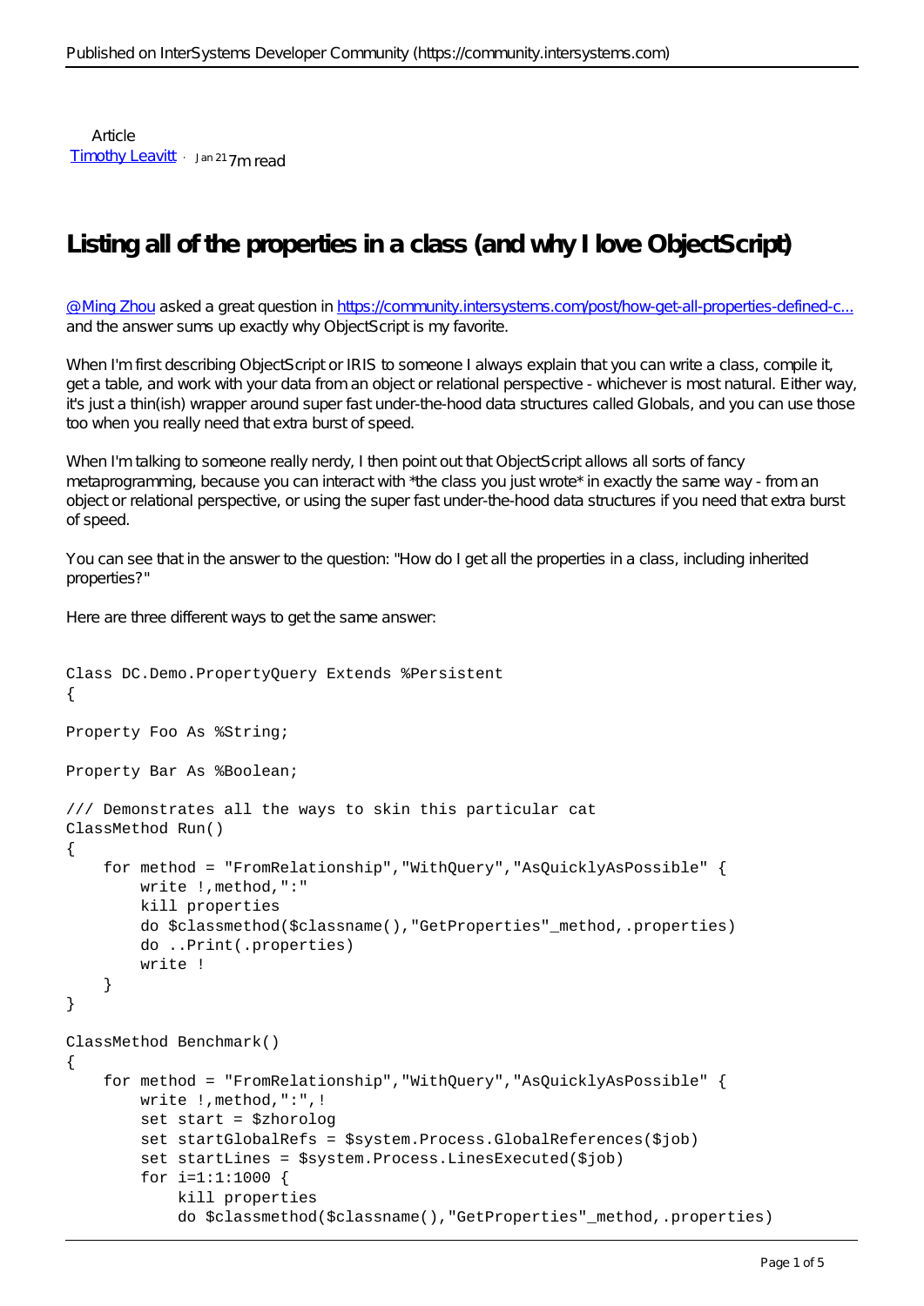Article
[Timothy Leavitt](#) · Jan 21 7m read

# Listing all of the properties in a class (and why I love ObjectScript)

[@Ming Zhou](#) asked a great question in [https://community.intersystems.com/post/how-get-all-properties-defined-c...](https://community.intersystems.com/post/how-get-all-properties-defined-c...) and the answer sums up exactly why ObjectScript is my favorite.

When I'm first describing ObjectScript or IRIS to someone I always explain that you can write a class, compile it, get a table, and work with your data from an object or relational perspective - whichever is most natural. Either way, it's just a thin(ish) wrapper around super fast under-the-hood data structures called Globals, and you can use those too when you really need that extra burst of speed.

When I'm talking to someone really nerdy, I then point out that ObjectScript allows all sorts of fancy metaprogramming, because you can interact with *the class you just wrote* in exactly the same way - from an object or relational perspective, or using the super fast under-the-hood data structures if you need that extra burst of speed.

You can see that in the answer to the question: "How do I get all the properties in a class, including inherited properties?"

Here are three different ways to get the same answer:

```
Class DC.Demo.PropertyQuery Extends %Persistent
{

Property Foo As %String;

Property Bar As %Boolean;

/// Demonstrates all the ways to skin this particular cat
ClassMethod Run()
{
    for method = "FromRelationship","WithQuery","AsQuicklyAsPossible" {
        write !,method,":"
        kill properties
        do $classmethod($classname(),"GetProperties"_method,.properties)
        do ..Print(.properties)
        write !
    }
}

ClassMethod Benchmark()
{
    for method = "FromRelationship","WithQuery","AsQuicklyAsPossible" {
        write !,method,":",!
        set start = $zhorolog
        set startGlobalRefs = $system.Process.GlobalReferences($job)
        set startLines = $system.Process.LinesExecuted($job)
        for i=1:1:1000 {
            kill properties
            do $classmethod($classname(),"GetProperties"_method,.properties)
```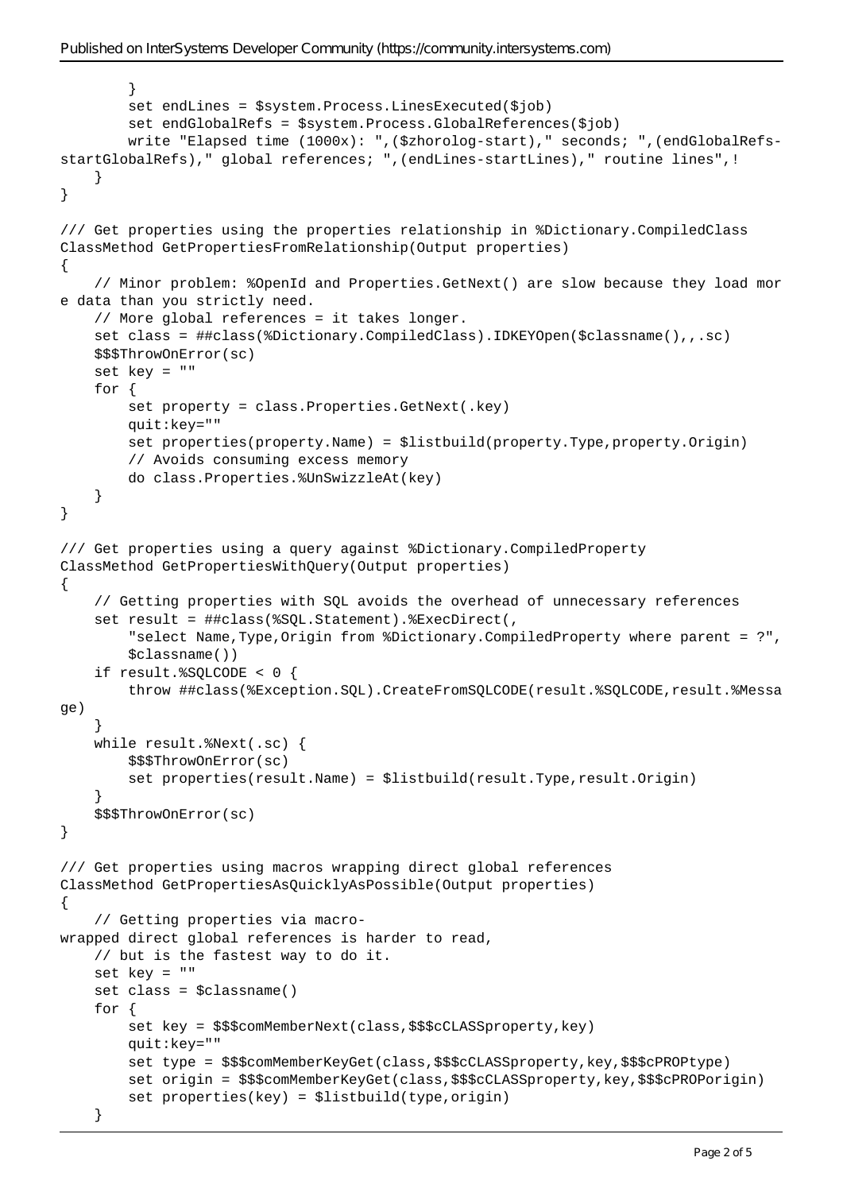```
        }
        set endLines = $system.Process.LinesExecuted($job)
        set endGlobalRefs = $system.Process.GlobalReferences($job)
        write "Elapsed time (1000x): ",($zhorolog-start)," seconds; ",(endGlobalRefs-startGlobalRefs)," global references; ",(endLines-startLines)," routine lines",!
    }
}

/// Get properties using the properties relationship in %Dictionary.CompiledClass
ClassMethod GetPropertiesFromRelationship(Output properties)
{
    // Minor problem: %OpenId and Properties.GetNext() are slow because they load more data than you strictly need.
    // More global references = it takes longer.
    set class = ##class(%Dictionary.CompiledClass).IDKEYOpen($classname(),,.sc)
    $$$ThrowOnError(sc)
    set key = ""
    for {
        set property = class.Properties.GetNext(.key)
        quit:key=""
        set properties(property.Name) = $listbuild(property.Type,property.Origin)
        // Avoids consuming excess memory
        do class.Properties.%UnSwizzleAt(key)
    }
}

/// Get properties using a query against %Dictionary.CompiledProperty
ClassMethod GetPropertiesWithQuery(Output properties)
{
    // Getting properties with SQL avoids the overhead of unnecessary references
    set result = ##class(%SQL.Statement).%ExecDirect(,
        "select Name,Type,Origin from %Dictionary.CompiledProperty where parent = ?",
        $classname())
    if result.%SQLCODE < 0 {
        throw ##class(%Exception.SQL).CreateFromSQLCODE(result.%SQLCODE,result.%Message)
    }
    while result.%Next(.sc) {
        $$$ThrowOnError(sc)
        set properties(result.Name) = $listbuild(result.Type,result.Origin)
    }
    $$$ThrowOnError(sc)
}

/// Get properties using macros wrapping direct global references
ClassMethod GetPropertiesAsQuicklyAsPossible(Output properties)
{
    // Getting properties via macro-wrapped direct global references is harder to read,
    // but is the fastest way to do it.
    set key = ""
    set class = $classname()
    for {
        set key = $$$comMemberNext(class,$$$cCLASSproperty,key)
        quit:key=""
        set type = $$$comMemberKeyGet(class,$$$cCLASSproperty,key,$$$cPROPtype)
        set origin = $$$comMemberKeyGet(class,$$$cCLASSproperty,key,$$$cPROPorigin)
        set properties(key) = $listbuild(type,origin)
    }
```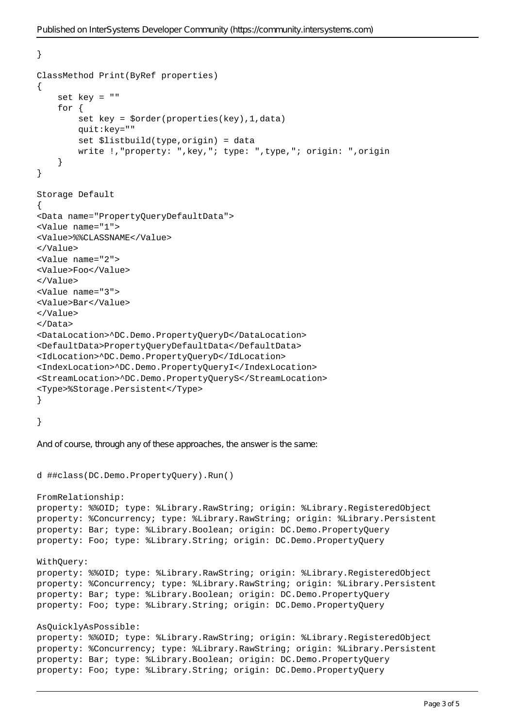```
}

ClassMethod Print(ByRef properties)
{
    set key = ""
    for {
        set key = $order(properties(key),1,data)
        quit:key=""
        set $listbuild(type,origin) = data
        write !,"property: ",key,"; type: ",type,"; origin: ",origin
    }
}

Storage Default
{
<Data name="PropertyQueryDefaultData">
<Value name="1">
<Value>%%CLASSNAME</Value>
</Value>
<Value name="2">
<Value>Foo</Value>
</Value>
<Value name="3">
<Value>Bar</Value>
</Value>
</Data>
<DataLocation>^DC.Demo.PropertyQueryD</DataLocation>
<DefaultData>PropertyQueryDefaultData</DefaultData>
<IdLocation>^DC.Demo.PropertyQueryD</IdLocation>
<IndexLocation>^DC.Demo.PropertyQueryI</IndexLocation>
<StreamLocation>^DC.Demo.PropertyQueryS</StreamLocation>
<Type>%Storage.Persistent</Type>
}

}
```

And of course, through any of these approaches, the answer is the same:

```
d ##class(DC.Demo.PropertyQuery).Run()

FromRelationship:
property: %%OID; type: %Library.RawString; origin: %Library.RegisteredObject
property: %Concurrency; type: %Library.RawString; origin: %Library.Persistent
property: Bar; type: %Library.Boolean; origin: DC.Demo.PropertyQuery
property: Foo; type: %Library.String; origin: DC.Demo.PropertyQuery

WithQuery:
property: %%OID; type: %Library.RawString; origin: %Library.RegisteredObject
property: %Concurrency; type: %Library.RawString; origin: %Library.Persistent
property: Bar; type: %Library.Boolean; origin: DC.Demo.PropertyQuery
property: Foo; type: %Library.String; origin: DC.Demo.PropertyQuery

AsQuicklyAsPossible:
property: %%OID; type: %Library.RawString; origin: %Library.RegisteredObject
property: %Concurrency; type: %Library.RawString; origin: %Library.Persistent
property: Bar; type: %Library.Boolean; origin: DC.Demo.PropertyQuery
property: Foo; type: %Library.String; origin: DC.Demo.PropertyQuery
```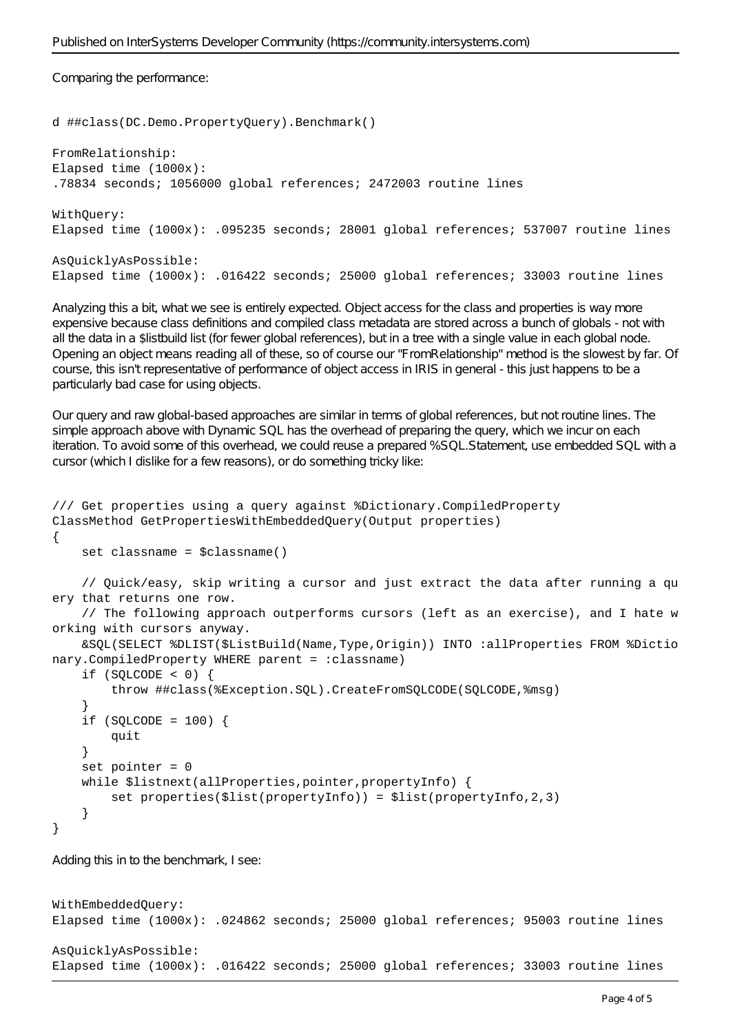Comparing the performance:

```
d ##class(DC.Demo.PropertyQuery).Benchmark()

FromRelationship:
Elapsed time (1000x):
.78834 seconds; 1056000 global references; 2472003 routine lines

WithQuery:
Elapsed time (1000x): .095235 seconds; 28001 global references; 537007 routine lines

AsQuicklyAsPossible:
Elapsed time (1000x): .016422 seconds; 25000 global references; 33003 routine lines
```

Analyzing this a bit, what we see is entirely expected. Object access for the class and properties is way more expensive because class definitions and compiled class metadata are stored across a bunch of globals - not with all the data in a $listbuild list (for fewer global references), but in a tree with a single value in each global node. Opening an object means reading all of these, so of course our "FromRelationship" method is the slowest by far. Of course, this isn't representative of performance of object access in IRIS in general - this just happens to be a particularly bad case for using objects.

Our query and raw global-based approaches are similar in terms of global references, but not routine lines. The simple approach above with Dynamic SQL has the overhead of preparing the query, which we incur on each iteration. To avoid some of this overhead, we could reuse a prepared %SQL.Statement, use embedded SQL with a cursor (which I dislike for a few reasons), or do something tricky like:

```
/// Get properties using a query against %Dictionary.CompiledProperty
ClassMethod GetPropertiesWithEmbeddedQuery(Output properties)
{
    set classname = $classname()

    // Quick/easy, skip writing a cursor and just extract the data after running a query that returns one row.
    // The following approach outperforms cursors (left as an exercise), and I hate working with cursors anyway.
    &SQL(SELECT %DLIST($ListBuild(Name,Type,Origin)) INTO :allProperties FROM %Dictionary.CompiledProperty WHERE parent = :classname)
    if (SQLCODE < 0) {
        throw ##class(%Exception.SQL).CreateFromSQLCODE(SQLCODE,%msg)
    }
    if (SQLCODE = 100) {
        quit
    }
    set pointer = 0
    while $listnext(allProperties,pointer,propertyInfo) {
        set properties($list(propertyInfo)) = $list(propertyInfo,2,3)
    }
}
```

Adding this in to the benchmark, I see:

```
WithEmbeddedQuery:
Elapsed time (1000x): .024862 seconds; 25000 global references; 95003 routine lines

AsQuicklyAsPossible:
Elapsed time (1000x): .016422 seconds; 25000 global references; 33003 routine lines
```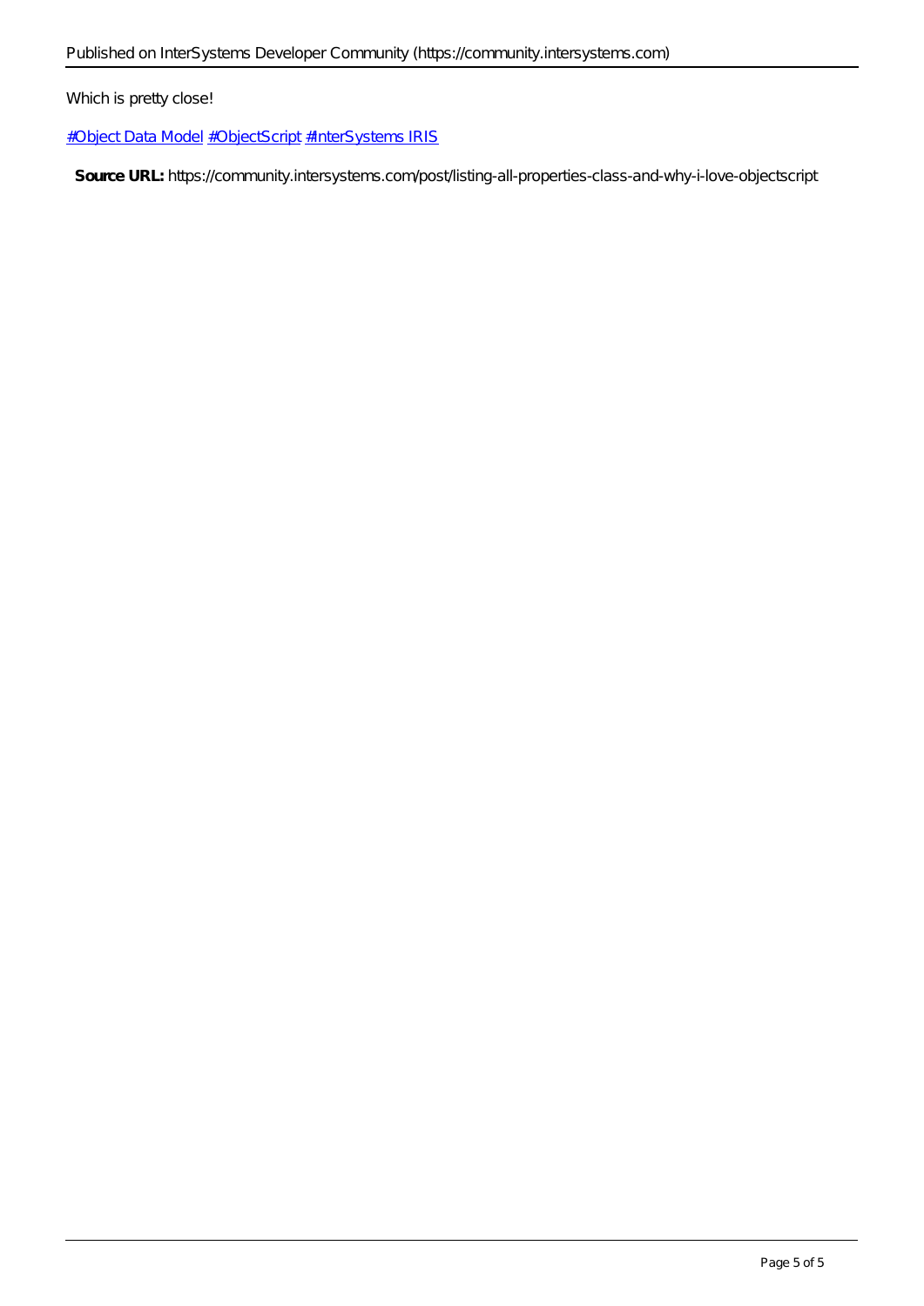Which is pretty close!

#Object Data Model #ObjectScript #InterSystems IRIS

**Source URL:** https://community.intersystems.com/post/listing-all-properties-class-and-why-i-love-objectscript